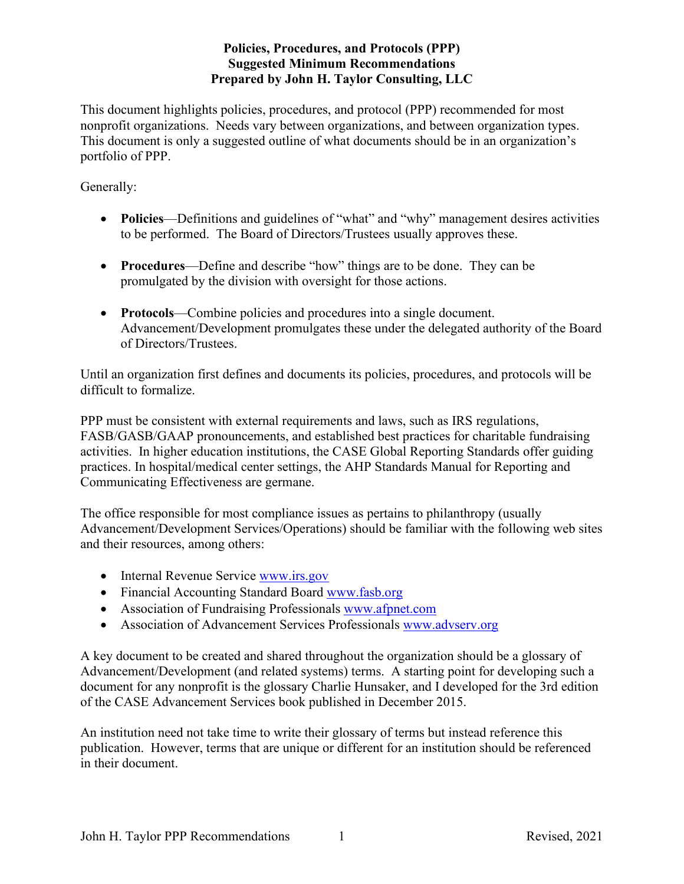**Policies, Procedures, and Protocols (PPP)**
**Suggested Minimum Recommendations**
**Prepared by John H. Taylor Consulting, LLC**

This document highlights policies, procedures, and protocol (PPP) recommended for most nonprofit organizations. Needs vary between organizations, and between organization types. This document is only a suggested outline of what documents should be in an organization's portfolio of PPP.

Generally:

- **Policies**—Definitions and guidelines of "what" and "why" management desires activities to be performed. The Board of Directors/Trustees usually approves these.
- **Procedures**—Define and describe "how" things are to be done. They can be promulgated by the division with oversight for those actions.
- **Protocols**—Combine policies and procedures into a single document. Advancement/Development promulgates these under the delegated authority of the Board of Directors/Trustees.

Until an organization first defines and documents its policies, procedures, and protocols will be difficult to formalize.

PPP must be consistent with external requirements and laws, such as IRS regulations, FASB/GASB/GAAP pronouncements, and established best practices for charitable fundraising activities. In higher education institutions, the CASE Global Reporting Standards offer guiding practices. In hospital/medical center settings, the AHP Standards Manual for Reporting and Communicating Effectiveness are germane.

The office responsible for most compliance issues as pertains to philanthropy (usually Advancement/Development Services/Operations) should be familiar with the following web sites and their resources, among others:

- Internal Revenue Service www.irs.gov
- Financial Accounting Standard Board www.fasb.org
- Association of Fundraising Professionals www.afpnet.com
- Association of Advancement Services Professionals www.advserv.org

A key document to be created and shared throughout the organization should be a glossary of Advancement/Development (and related systems) terms. A starting point for developing such a document for any nonprofit is the glossary Charlie Hunsaker, and I developed for the 3rd edition of the CASE Advancement Services book published in December 2015.

An institution need not take time to write their glossary of terms but instead reference this publication. However, terms that are unique or different for an institution should be referenced in their document.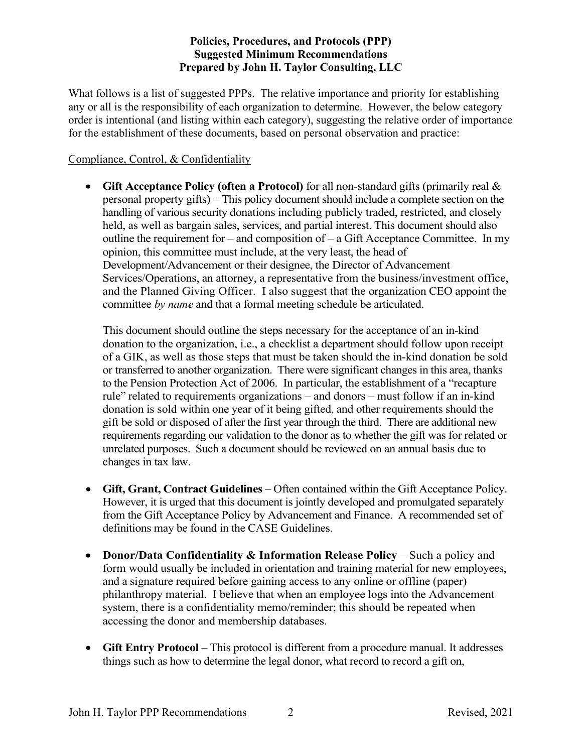**Policies, Procedures, and Protocols (PPP)**
**Suggested Minimum Recommendations**
**Prepared by John H. Taylor Consulting, LLC**

What follows is a list of suggested PPPs. The relative importance and priority for establishing any or all is the responsibility of each organization to determine. However, the below category order is intentional (and listing within each category), suggesting the relative order of importance for the establishment of these documents, based on personal observation and practice:

<u>Compliance, Control, & Confidentiality</u>

- **Gift Acceptance Policy (often a Protocol)** for all non-standard gifts (primarily real & personal property gifts) – This policy document should include a complete section on the handling of various security donations including publicly traded, restricted, and closely held, as well as bargain sales, services, and partial interest. This document should also outline the requirement for – and composition of – a Gift Acceptance Committee. In my opinion, this committee must include, at the very least, the head of Development/Advancement or their designee, the Director of Advancement Services/Operations, an attorney, a representative from the business/investment office, and the Planned Giving Officer. I also suggest that the organization CEO appoint the committee *by name* and that a formal meeting schedule be articulated.

  This document should outline the steps necessary for the acceptance of an in-kind donation to the organization, i.e., a checklist a department should follow upon receipt of a GIK, as well as those steps that must be taken should the in-kind donation be sold or transferred to another organization. There were significant changes in this area, thanks to the Pension Protection Act of 2006. In particular, the establishment of a "recapture rule" related to requirements organizations – and donors – must follow if an in-kind donation is sold within one year of it being gifted, and other requirements should the gift be sold or disposed of after the first year through the third. There are additional new requirements regarding our validation to the donor as to whether the gift was for related or unrelated purposes. Such a document should be reviewed on an annual basis due to changes in tax law.

- **Gift, Grant, Contract Guidelines** – Often contained within the Gift Acceptance Policy. However, it is urged that this document is jointly developed and promulgated separately from the Gift Acceptance Policy by Advancement and Finance. A recommended set of definitions may be found in the CASE Guidelines.

- **Donor/Data Confidentiality & Information Release Policy** – Such a policy and form would usually be included in orientation and training material for new employees, and a signature required before gaining access to any online or offline (paper) philanthropy material. I believe that when an employee logs into the Advancement system, there is a confidentiality memo/reminder; this should be repeated when accessing the donor and membership databases.

- **Gift Entry Protocol** – This protocol is different from a procedure manual. It addresses things such as how to determine the legal donor, what record to record a gift on,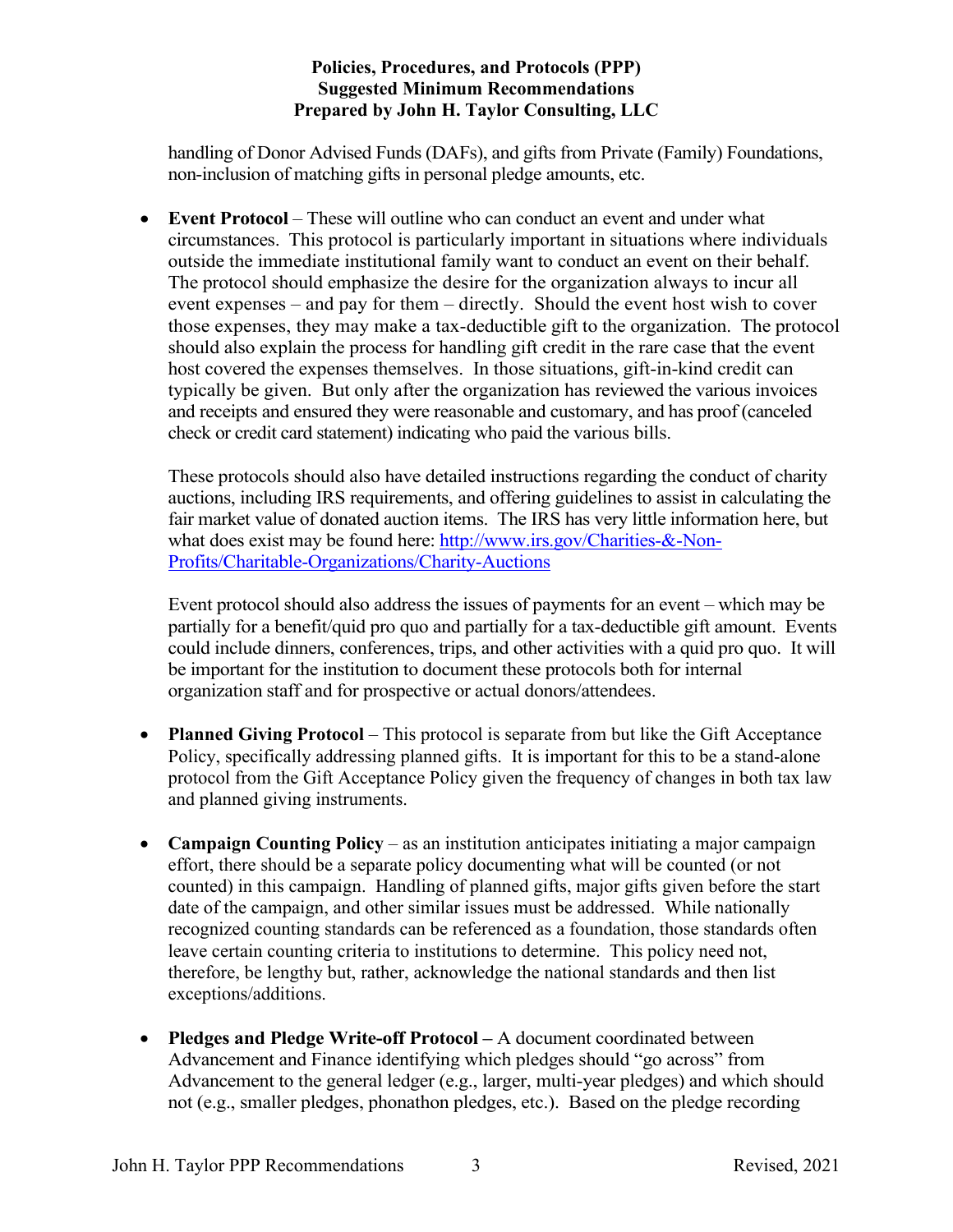handling of Donor Advised Funds (DAFs), and gifts from Private (Family) Foundations, non-inclusion of matching gifts in personal pledge amounts, etc.

- **Event Protocol** – These will outline who can conduct an event and under what circumstances. This protocol is particularly important in situations where individuals outside the immediate institutional family want to conduct an event on their behalf. The protocol should emphasize the desire for the organization always to incur all event expenses – and pay for them – directly. Should the event host wish to cover those expenses, they may make a tax-deductible gift to the organization. The protocol should also explain the process for handling gift credit in the rare case that the event host covered the expenses themselves. In those situations, gift-in-kind credit can typically be given. But only after the organization has reviewed the various invoices and receipts and ensured they were reasonable and customary, and has proof (canceled check or credit card statement) indicating who paid the various bills.

  These protocols should also have detailed instructions regarding the conduct of charity auctions, including IRS requirements, and offering guidelines to assist in calculating the fair market value of donated auction items. The IRS has very little information here, but what does exist may be found here: [http://www.irs.gov/Charities-&-Non-Profits/Charitable-Organizations/Charity-Auctions](http://www.irs.gov/Charities-&-Non-Profits/Charitable-Organizations/Charity-Auctions)

  Event protocol should also address the issues of payments for an event – which may be partially for a benefit/quid pro quo and partially for a tax-deductible gift amount. Events could include dinners, conferences, trips, and other activities with a quid pro quo. It will be important for the institution to document these protocols both for internal organization staff and for prospective or actual donors/attendees.

- **Planned Giving Protocol** – This protocol is separate from but like the Gift Acceptance Policy, specifically addressing planned gifts. It is important for this to be a stand-alone protocol from the Gift Acceptance Policy given the frequency of changes in both tax law and planned giving instruments.

- **Campaign Counting Policy** – as an institution anticipates initiating a major campaign effort, there should be a separate policy documenting what will be counted (or not counted) in this campaign. Handling of planned gifts, major gifts given before the start date of the campaign, and other similar issues must be addressed. While nationally recognized counting standards can be referenced as a foundation, those standards often leave certain counting criteria to institutions to determine. This policy need not, therefore, be lengthy but, rather, acknowledge the national standards and then list exceptions/additions.

- **Pledges and Pledge Write-off Protocol –** A document coordinated between Advancement and Finance identifying which pledges should "go across" from Advancement to the general ledger (e.g., larger, multi-year pledges) and which should not (e.g., smaller pledges, phonathon pledges, etc.). Based on the pledge recording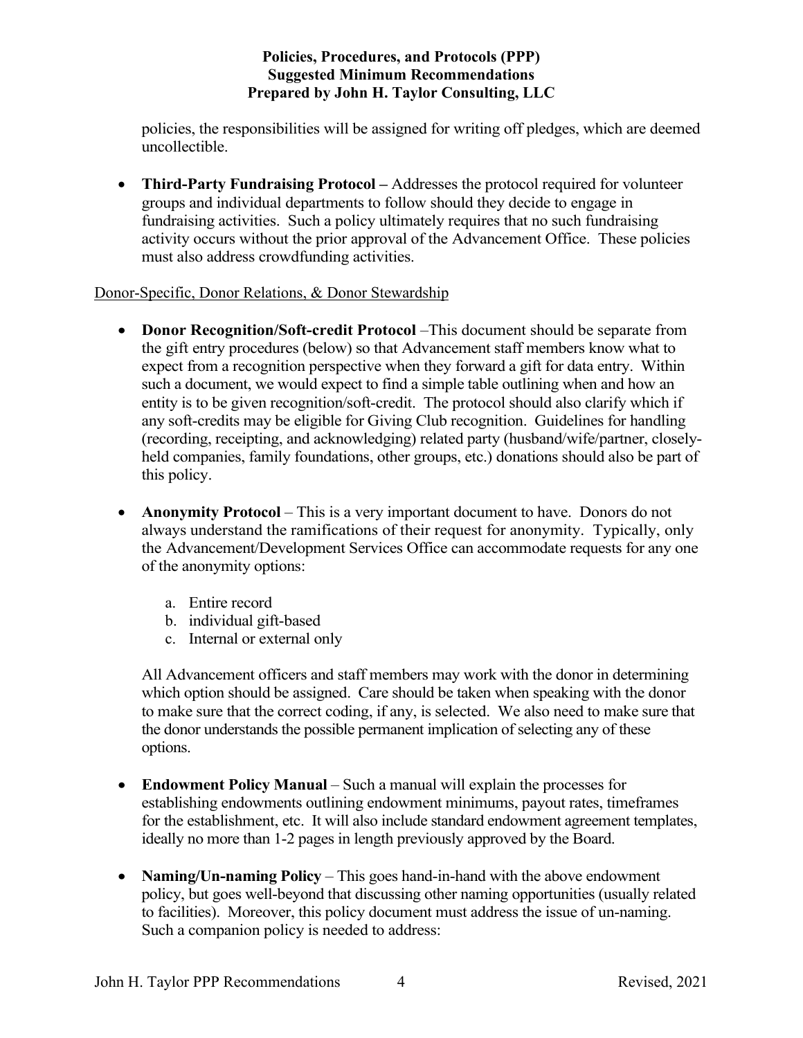policies, the responsibilities will be assigned for writing off pledges, which are deemed uncollectible.

- **Third-Party Fundraising Protocol –** Addresses the protocol required for volunteer groups and individual departments to follow should they decide to engage in fundraising activities. Such a policy ultimately requires that no such fundraising activity occurs without the prior approval of the Advancement Office. These policies must also address crowdfunding activities.

<u>Donor-Specific, Donor Relations, & Donor Stewardship</u>

- **Donor Recognition/Soft-credit Protocol** –This document should be separate from the gift entry procedures (below) so that Advancement staff members know what to expect from a recognition perspective when they forward a gift for data entry. Within such a document, we would expect to find a simple table outlining when and how an entity is to be given recognition/soft-credit. The protocol should also clarify which if any soft-credits may be eligible for Giving Club recognition. Guidelines for handling (recording, receipting, and acknowledging) related party (husband/wife/partner, closely-held companies, family foundations, other groups, etc.) donations should also be part of this policy.

- **Anonymity Protocol** – This is a very important document to have. Donors do not always understand the ramifications of their request for anonymity. Typically, only the Advancement/Development Services Office can accommodate requests for any one of the anonymity options:

    a. Entire record
    b. individual gift-based
    c. Internal or external only

  All Advancement officers and staff members may work with the donor in determining which option should be assigned. Care should be taken when speaking with the donor to make sure that the correct coding, if any, is selected. We also need to make sure that the donor understands the possible permanent implication of selecting any of these options.

- **Endowment Policy Manual** – Such a manual will explain the processes for establishing endowments outlining endowment minimums, payout rates, timeframes for the establishment, etc. It will also include standard endowment agreement templates, ideally no more than 1-2 pages in length previously approved by the Board.

- **Naming/Un-naming Policy** – This goes hand-in-hand with the above endowment policy, but goes well-beyond that discussing other naming opportunities (usually related to facilities). Moreover, this policy document must address the issue of un-naming. Such a companion policy is needed to address: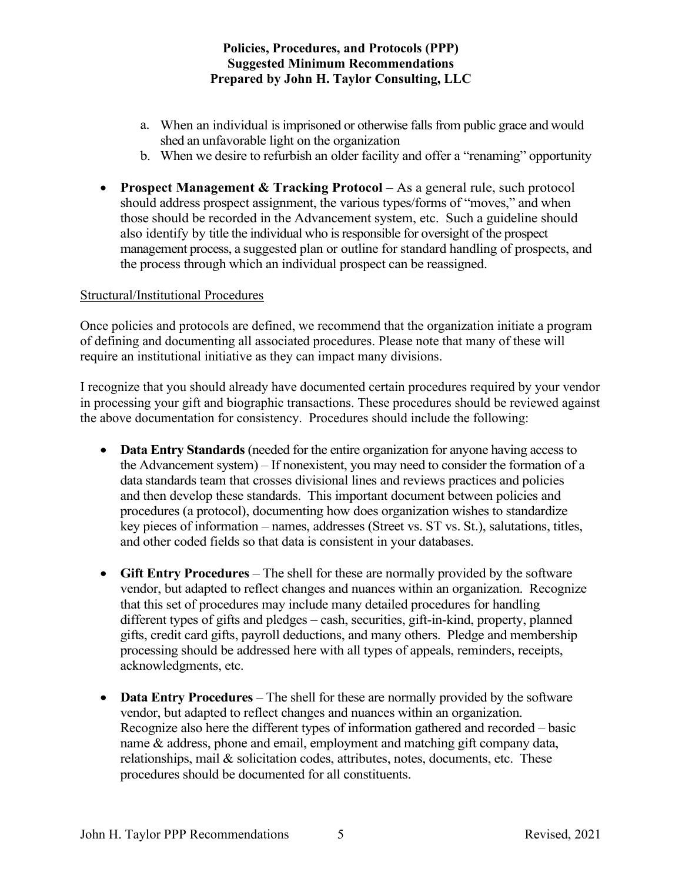a. When an individual is imprisoned or otherwise falls from public grace and would shed an unfavorable light on the organization
b. When we desire to refurbish an older facility and offer a "renaming" opportunity

- **Prospect Management & Tracking Protocol** – As a general rule, such protocol should address prospect assignment, the various types/forms of "moves," and when those should be recorded in the Advancement system, etc. Such a guideline should also identify by title the individual who is responsible for oversight of the prospect management process, a suggested plan or outline for standard handling of prospects, and the process through which an individual prospect can be reassigned.

<u>Structural/Institutional Procedures</u>

Once policies and protocols are defined, we recommend that the organization initiate a program of defining and documenting all associated procedures. Please note that many of these will require an institutional initiative as they can impact many divisions.

I recognize that you should already have documented certain procedures required by your vendor in processing your gift and biographic transactions. These procedures should be reviewed against the above documentation for consistency. Procedures should include the following:

- **Data Entry Standards** (needed for the entire organization for anyone having access to the Advancement system) – If nonexistent, you may need to consider the formation of a data standards team that crosses divisional lines and reviews practices and policies and then develop these standards. This important document between policies and procedures (a protocol), documenting how does organization wishes to standardize key pieces of information – names, addresses (Street vs. ST vs. St.), salutations, titles, and other coded fields so that data is consistent in your databases.

- **Gift Entry Procedures** – The shell for these are normally provided by the software vendor, but adapted to reflect changes and nuances within an organization. Recognize that this set of procedures may include many detailed procedures for handling different types of gifts and pledges – cash, securities, gift-in-kind, property, planned gifts, credit card gifts, payroll deductions, and many others. Pledge and membership processing should be addressed here with all types of appeals, reminders, receipts, acknowledgments, etc.

- **Data Entry Procedures** – The shell for these are normally provided by the software vendor, but adapted to reflect changes and nuances within an organization. Recognize also here the different types of information gathered and recorded – basic name & address, phone and email, employment and matching gift company data, relationships, mail & solicitation codes, attributes, notes, documents, etc. These procedures should be documented for all constituents.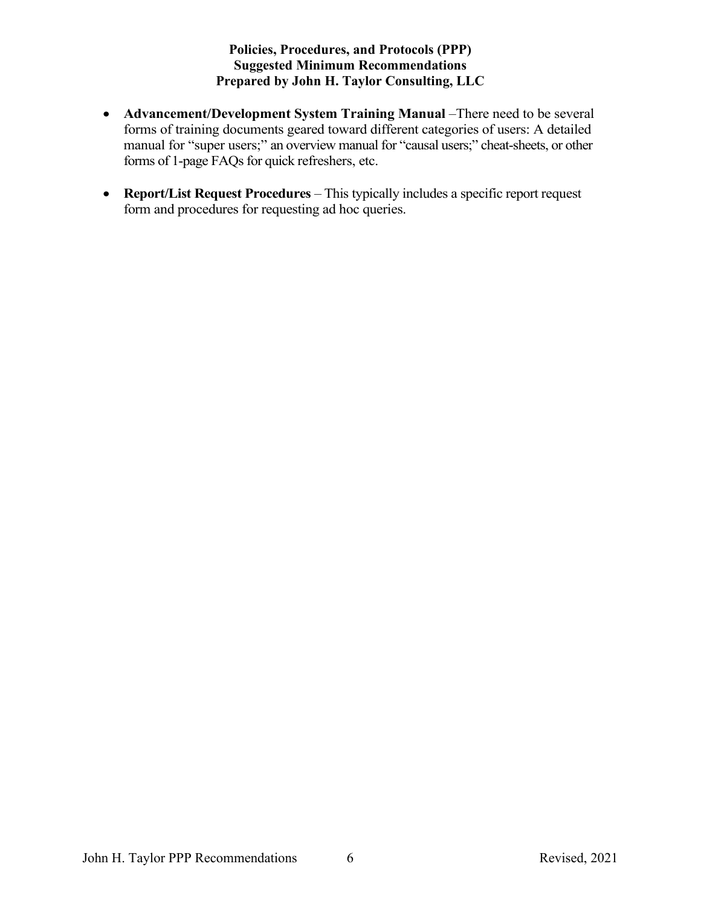- **Advancement/Development System Training Manual** –There need to be several forms of training documents geared toward different categories of users: A detailed manual for "super users;" an overview manual for "causal users;" cheat-sheets, or other forms of 1-page FAQs for quick refreshers, etc.

- **Report/List Request Procedures** – This typically includes a specific report request form and procedures for requesting ad hoc queries.